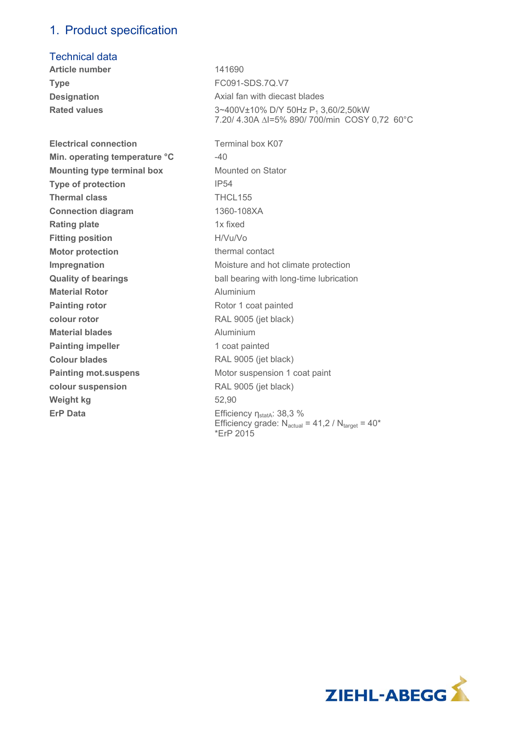# 1. Product specification

## Technical data

| | |
|---|---|
| **Article number** | 141690 |
| **Type** | FC091-SDS.7Q.V7 |
| **Designation** | Axial fan with diecast blades |
| **Rated values** | 3~400V±10% D/Y 50Hz $P_1$ 3,60/2,50kW<br>7.20/ 4.30A ∆I=5% 890/ 700/min COSY 0,72 60°C |
| **Electrical connection** | Terminal box K07 |
| **Min. operating temperature °C** | -40 |
| **Mounting type terminal box** | Mounted on Stator |
| **Type of protection** | IP54 |
| **Thermal class** | THCL155 |
| **Connection diagram** | 1360-108XA |
| **Rating plate** | 1x fixed |
| **Fitting position** | H/Vu/Vo |
| **Motor protection** | thermal contact |
| **Impregnation** | Moisture and hot climate protection |
| **Quality of bearings** | ball bearing with long-time lubrication |
| **Material Rotor** | Aluminium |
| **Painting rotor** | Rotor 1 coat painted |
| **colour rotor** | RAL 9005 (jet black) |
| **Material blades** | Aluminium |
| **Painting impeller** | 1 coat painted |
| **Colour blades** | RAL 9005 (jet black) |
| **Painting mot.suspens** | Motor suspension 1 coat paint |
| **colour suspension** | RAL 9005 (jet black) |
| **Weight kg** | 52,90 |
| **ErP Data** | Efficiency $\eta_{statA}$: 38,3 %<br>Efficiency grade: $N_{actual}$ = 41,2 / $N_{target}$ = 40*<br>*ErP 2015 |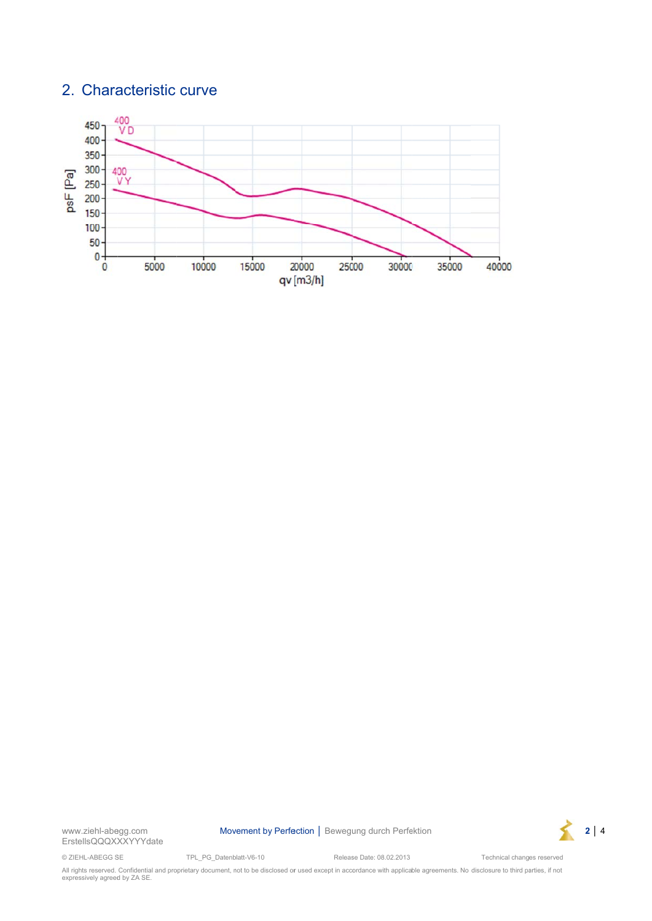## 2. Characteristic curve

psF [Pa]

400 VD

400 VY

qv [m3/h]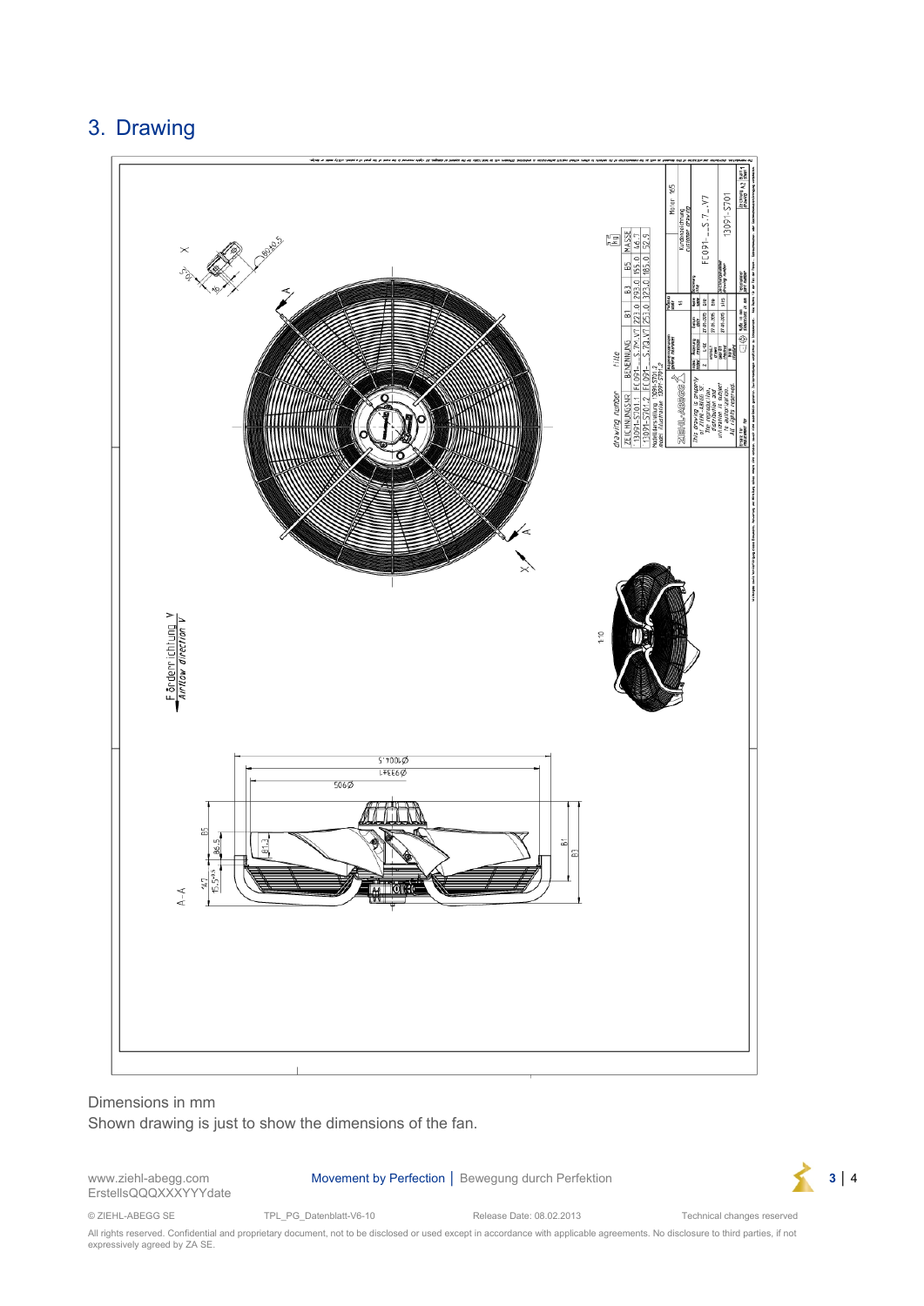## 3. Drawing

Dimensions in mm

Shown drawing is just to show the dimensions of the fan.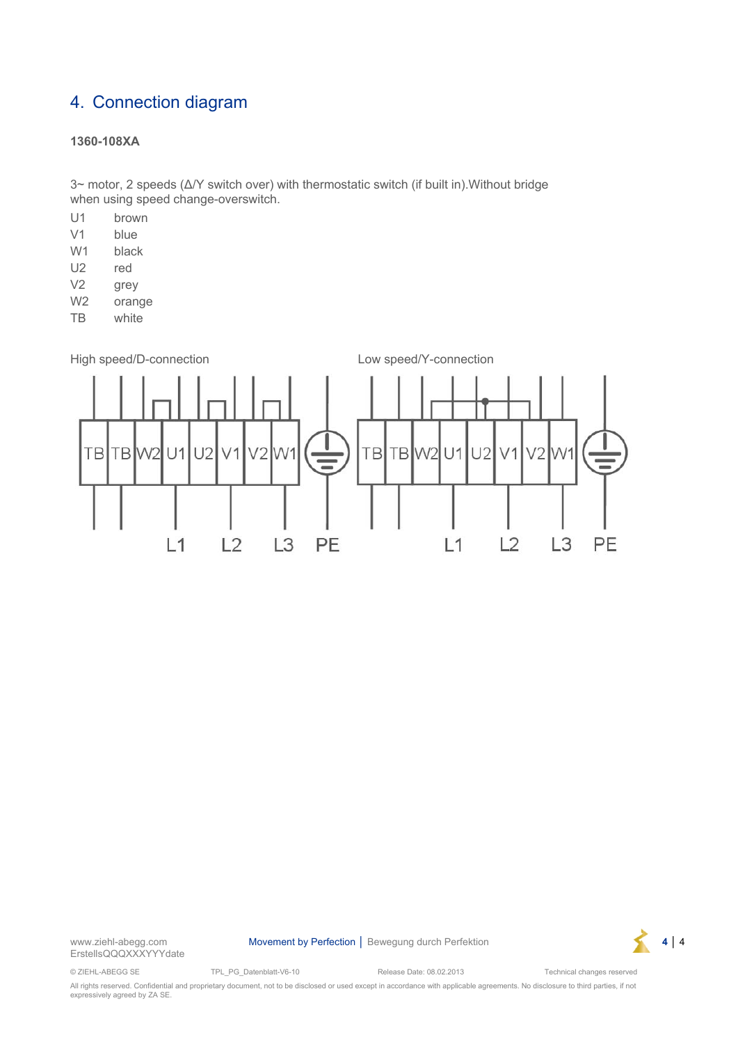# 4. Connection diagram

**1360-108XA**

3~ motor, 2 speeds (Δ/Y switch over) with thermostatic switch (if built in).Without bridge when using speed change-overswitch.

| | |
|---|---|
| U1 | brown |
| V1 | blue |
| W1 | black |
| U2 | red |
| V2 | grey |
| W2 | orange |
| TB | white |

High speed/D-connection

TB TB W2 U1 U2 V1 V2 W1

L1 L2 L3 PE

Low speed/Y-connection

TB TB W2 U1 U2 V1 V2 W1

L1 L2 L3 PE